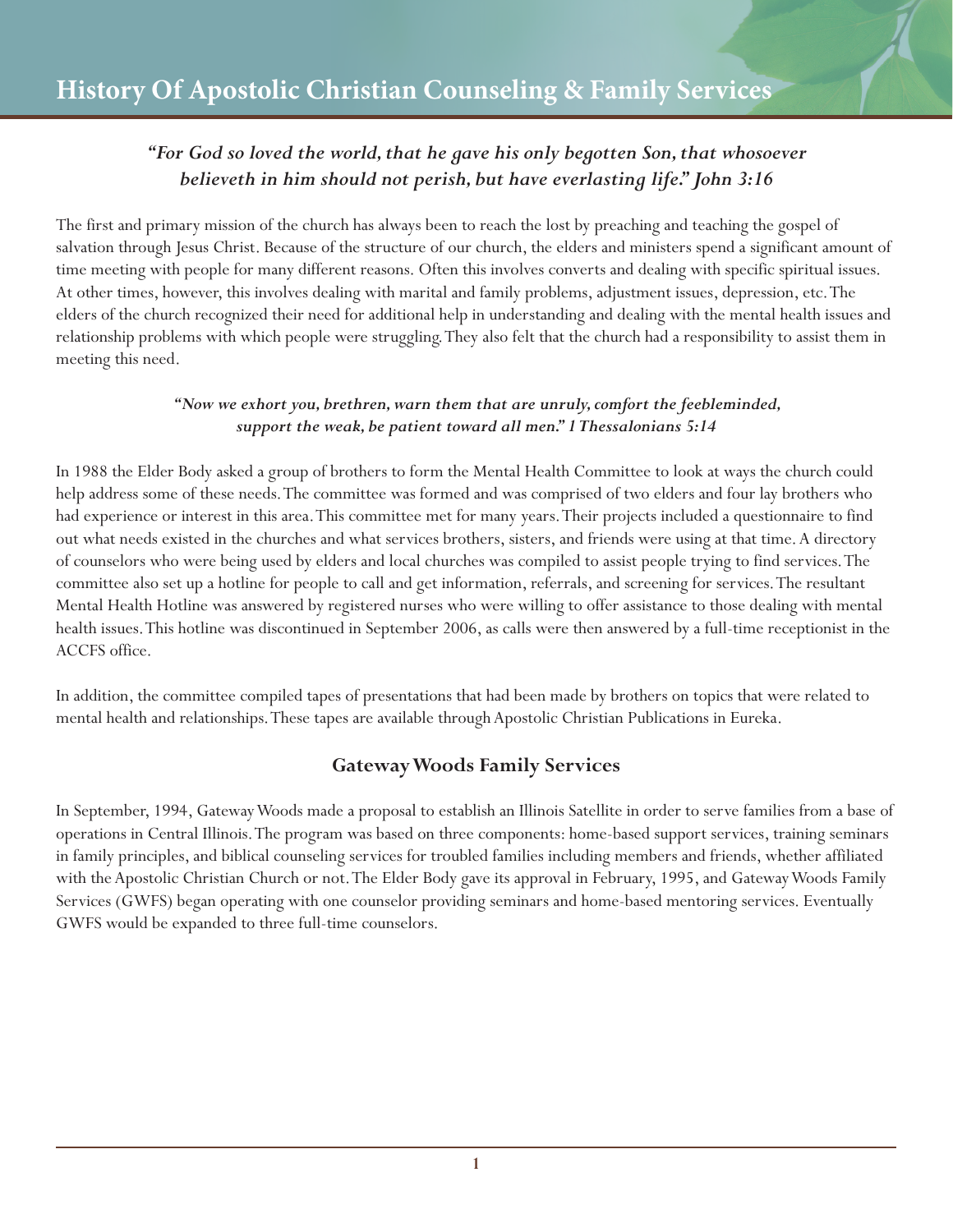# History Of Apostolic Christian Counseling & Family Services

*"For God so loved the world, that he gave his only begotten Son, that whosoever believeth in him should not perish, but have everlasting life." John 3:16*

The first and primary mission of the church has always been to reach the lost by preaching and teaching the gospel of salvation through Jesus Christ. Because of the structure of our church, the elders and ministers spend a significant amount of time meeting with people for many different reasons. Often this involves converts and dealing with specific spiritual issues. At other times, however, this involves dealing with marital and family problems, adjustment issues, depression, etc. The elders of the church recognized their need for additional help in understanding and dealing with the mental health issues and relationship problems with which people were struggling. They also felt that the church had a responsibility to assist them in meeting this need.

*"Now we exhort you, brethren, warn them that are unruly, comfort the feebleminded, support the weak, be patient toward all men." I Thessalonians 5:14*

In 1988 the Elder Body asked a group of brothers to form the Mental Health Committee to look at ways the church could help address some of these needs. The committee was formed and was comprised of two elders and four lay brothers who had experience or interest in this area. This committee met for many years. Their projects included a questionnaire to find out what needs existed in the churches and what services brothers, sisters, and friends were using at that time. A directory of counselors who were being used by elders and local churches was compiled to assist people trying to find services. The committee also set up a hotline for people to call and get information, referrals, and screening for services. The resultant Mental Health Hotline was answered by registered nurses who were willing to offer assistance to those dealing with mental health issues. This hotline was discontinued in September 2006, as calls were then answered by a full-time receptionist in the ACCFS office.

In addition, the committee compiled tapes of presentations that had been made by brothers on topics that were related to mental health and relationships. These tapes are available through Apostolic Christian Publications in Eureka.

## Gateway Woods Family Services

In September, 1994, Gateway Woods made a proposal to establish an Illinois Satellite in order to serve families from a base of operations in Central Illinois. The program was based on three components: home-based support services, training seminars in family principles, and biblical counseling services for troubled families including members and friends, whether affiliated with the Apostolic Christian Church or not. The Elder Body gave its approval in February, 1995, and Gateway Woods Family Services (GWFS) began operating with one counselor providing seminars and home-based mentoring services. Eventually GWFS would be expanded to three full-time counselors.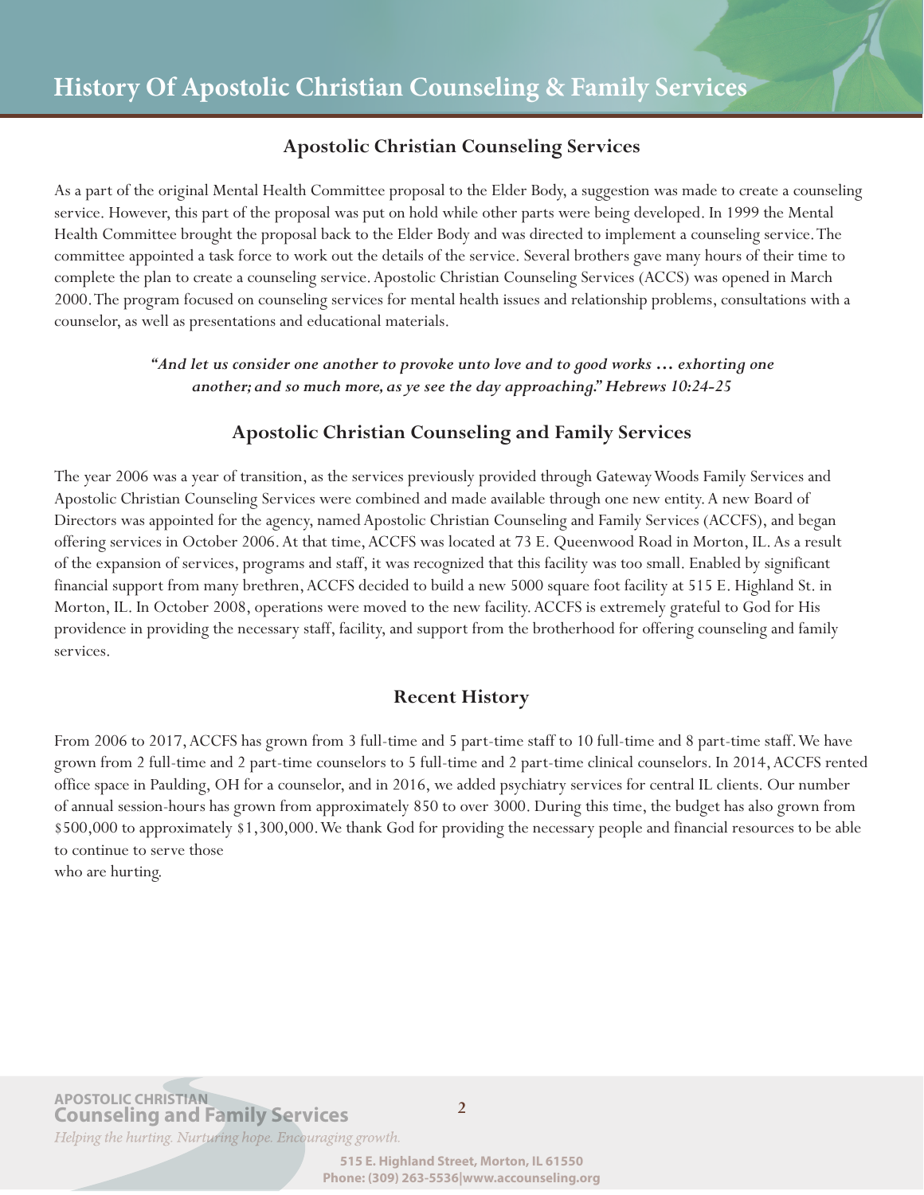# History Of Apostolic Christian Counseling & Family Services

## Apostolic Christian Counseling Services

As a part of the original Mental Health Committee proposal to the Elder Body, a suggestion was made to create a counseling service. However, this part of the proposal was put on hold while other parts were being developed. In 1999 the Mental Health Committee brought the proposal back to the Elder Body and was directed to implement a counseling service. The committee appointed a task force to work out the details of the service. Several brothers gave many hours of their time to complete the plan to create a counseling service. Apostolic Christian Counseling Services (ACCS) was opened in March 2000. The program focused on counseling services for mental health issues and relationship problems, consultations with a counselor, as well as presentations and educational materials.

***"And let us consider one another to provoke unto love and to good works … exhorting one another; and so much more, as ye see the day approaching." Hebrews 10:24-25***

## Apostolic Christian Counseling and Family Services

The year 2006 was a year of transition, as the services previously provided through Gateway Woods Family Services and Apostolic Christian Counseling Services were combined and made available through one new entity. A new Board of Directors was appointed for the agency, named Apostolic Christian Counseling and Family Services (ACCFS), and began offering services in October 2006. At that time, ACCFS was located at 73 E. Queenwood Road in Morton, IL. As a result of the expansion of services, programs and staff, it was recognized that this facility was too small. Enabled by significant financial support from many brethren, ACCFS decided to build a new 5000 square foot facility at 515 E. Highland St. in Morton, IL. In October 2008, operations were moved to the new facility. ACCFS is extremely grateful to God for His providence in providing the necessary staff, facility, and support from the brotherhood for offering counseling and family services.

## Recent History

From 2006 to 2017, ACCFS has grown from 3 full-time and 5 part-time staff to 10 full-time and 8 part-time staff. We have grown from 2 full-time and 2 part-time counselors to 5 full-time and 2 part-time clinical counselors. In 2014, ACCFS rented office space in Paulding, OH for a counselor, and in 2016, we added psychiatry services for central IL clients. Our number of annual session-hours has grown from approximately 850 to over 3000. During this time, the budget has also grown from $500,000 to approximately $1,300,000. We thank God for providing the necessary people and financial resources to be able to continue to serve those who are hurting.